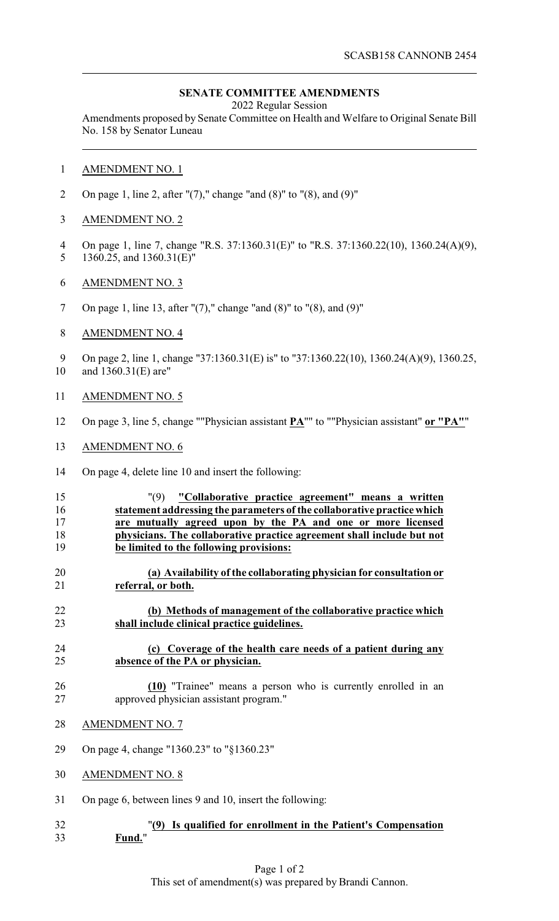SCASB158 CANNONB 2454

**SENATE COMMITTEE AMENDMENTS**

2022 Regular Session

Amendments proposed by Senate Committee on Health and Welfare to Original Senate Bill No. 158 by Senator Luneau

AMENDMENT NO. 1

On page 1, line 2, after "(7)," change "and (8)" to "(8), and (9)"

AMENDMENT NO. 2

On page 1, line 7, change "R.S. 37:1360.31(E)" to "R.S. 37:1360.22(10), 1360.24(A)(9), 1360.25, and 1360.31(E)"

AMENDMENT NO. 3

On page 1, line 13, after "(7)," change "and (8)" to "(8), and (9)"

AMENDMENT NO. 4

On page 2, line 1, change "37:1360.31(E) is" to "37:1360.22(10), 1360.24(A)(9), 1360.25, and 1360.31(E) are"

AMENDMENT NO. 5

On page 3, line 5, change ""Physician assistant **PA**"" to ""Physician assistant" **or "PA"**"

AMENDMENT NO. 6

On page 4, delete line 10 and insert the following:

"(9) **"Collaborative practice agreement" means a written statement addressing the parameters of the collaborative practice which are mutually agreed upon by the PA and one or more licensed physicians. The collaborative practice agreement shall include but not be limited to the following provisions:**

**(a) Availability of the collaborating physician for consultation or referral, or both.**

**(b) Methods of management of the collaborative practice which shall include clinical practice guidelines.**

**(c) Coverage of the health care needs of a patient during any absence of the PA or physician.**

**(10)** "Trainee" means a person who is currently enrolled in an approved physician assistant program."

AMENDMENT NO. 7

On page 4, change "1360.23" to "§1360.23"

AMENDMENT NO. 8

On page 6, between lines 9 and 10, insert the following:

"**(9) Is qualified for enrollment in the Patient's Compensation Fund.**"

This set of amendment(s) was prepared by Brandi Cannon.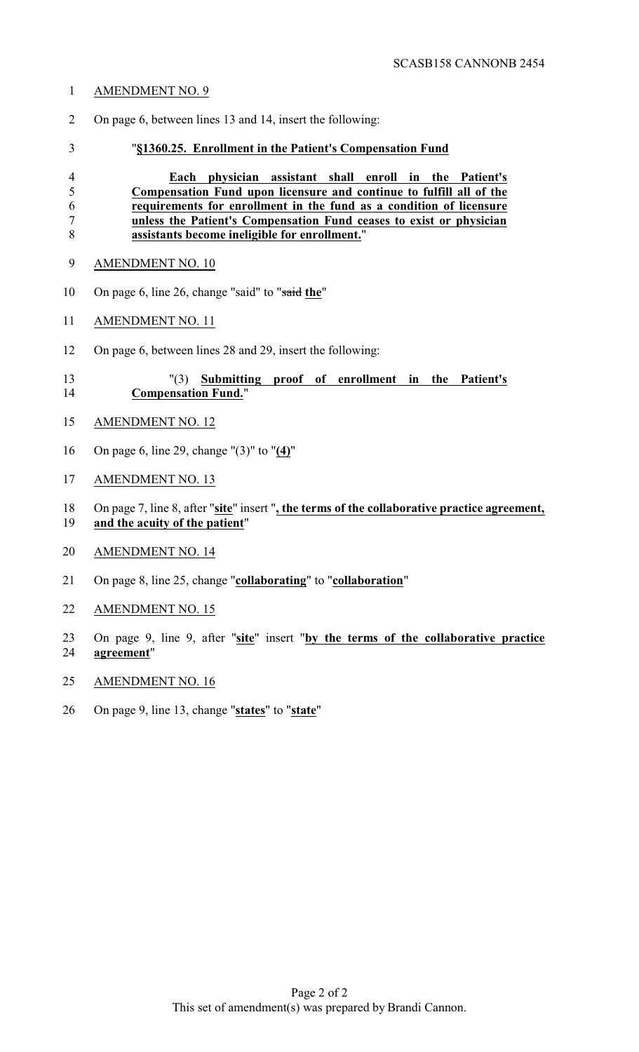AMENDMENT NO. 9

On page 6, between lines 13 and 14, insert the following:

"**§1360.25. Enrollment in the Patient's Compensation Fund**

**Each physician assistant shall enroll in the Patient's Compensation Fund upon licensure and continue to fulfill all of the requirements for enrollment in the fund as a condition of licensure unless the Patient's Compensation Fund ceases to exist or physician assistants become ineligible for enrollment.**"

AMENDMENT NO. 10

On page 6, line 26, change "said" to "~~said~~ **the**"

AMENDMENT NO. 11

On page 6, between lines 28 and 29, insert the following:

"(3) **Submitting proof of enrollment in the Patient's Compensation Fund.**"

AMENDMENT NO. 12

On page 6, line 29, change "(3)" to "**(4)**"

AMENDMENT NO. 13

On page 7, line 8, after "**site**" insert "**, the terms of the collaborative practice agreement, and the acuity of the patient**"

AMENDMENT NO. 14

On page 8, line 25, change "**collaborating**" to "**collaboration**"

AMENDMENT NO. 15

On page 9, line 9, after "**site**" insert "**by the terms of the collaborative practice agreement**"

AMENDMENT NO. 16

On page 9, line 13, change "**states**" to "**state**"

This set of amendment(s) was prepared by Brandi Cannon.